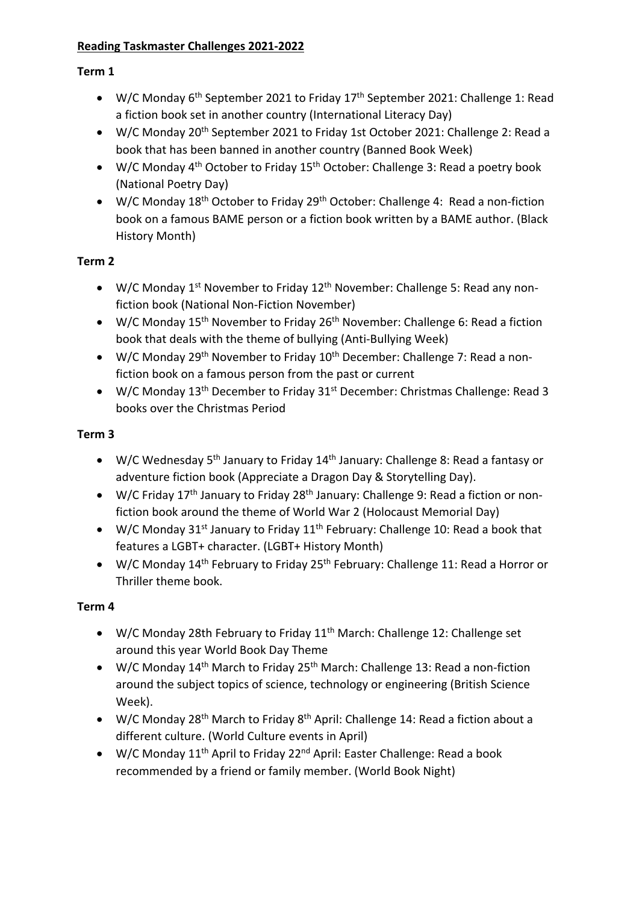**Reading Taskmaster Challenges 2021-2022**

**Term 1**

- W/C Monday 6th September 2021 to Friday 17th September 2021: Challenge 1: Read a fiction book set in another country (International Literacy Day)
- W/C Monday 20th September 2021 to Friday 1st October 2021: Challenge 2: Read a book that has been banned in another country (Banned Book Week)
- W/C Monday 4th October to Friday 15th October: Challenge 3: Read a poetry book (National Poetry Day)
- W/C Monday 18th October to Friday 29th October: Challenge 4: Read a non-fiction book on a famous BAME person or a fiction book written by a BAME author. (Black History Month)

**Term 2**

- W/C Monday 1st November to Friday 12th November: Challenge 5: Read any non-fiction book (National Non-Fiction November)
- W/C Monday 15th November to Friday 26th November: Challenge 6: Read a fiction book that deals with the theme of bullying (Anti-Bullying Week)
- W/C Monday 29th November to Friday 10th December: Challenge 7: Read a non-fiction book on a famous person from the past or current
- W/C Monday 13th December to Friday 31st December: Christmas Challenge: Read 3 books over the Christmas Period

**Term 3**

- W/C Wednesday 5th January to Friday 14th January: Challenge 8: Read a fantasy or adventure fiction book (Appreciate a Dragon Day & Storytelling Day).
- W/C Friday 17th January to Friday 28th January: Challenge 9: Read a fiction or non-fiction book around the theme of World War 2 (Holocaust Memorial Day)
- W/C Monday 31st January to Friday 11th February: Challenge 10: Read a book that features a LGBT+ character. (LGBT+ History Month)
- W/C Monday 14th February to Friday 25th February: Challenge 11: Read a Horror or Thriller theme book.

**Term 4**

- W/C Monday 28th February to Friday 11th March: Challenge 12: Challenge set around this year World Book Day Theme
- W/C Monday 14th March to Friday 25th March: Challenge 13: Read a non-fiction around the subject topics of science, technology or engineering (British Science Week).
- W/C Monday 28th March to Friday 8th April: Challenge 14: Read a fiction about a different culture. (World Culture events in April)
- W/C Monday 11th April to Friday 22nd April: Easter Challenge: Read a book recommended by a friend or family member. (World Book Night)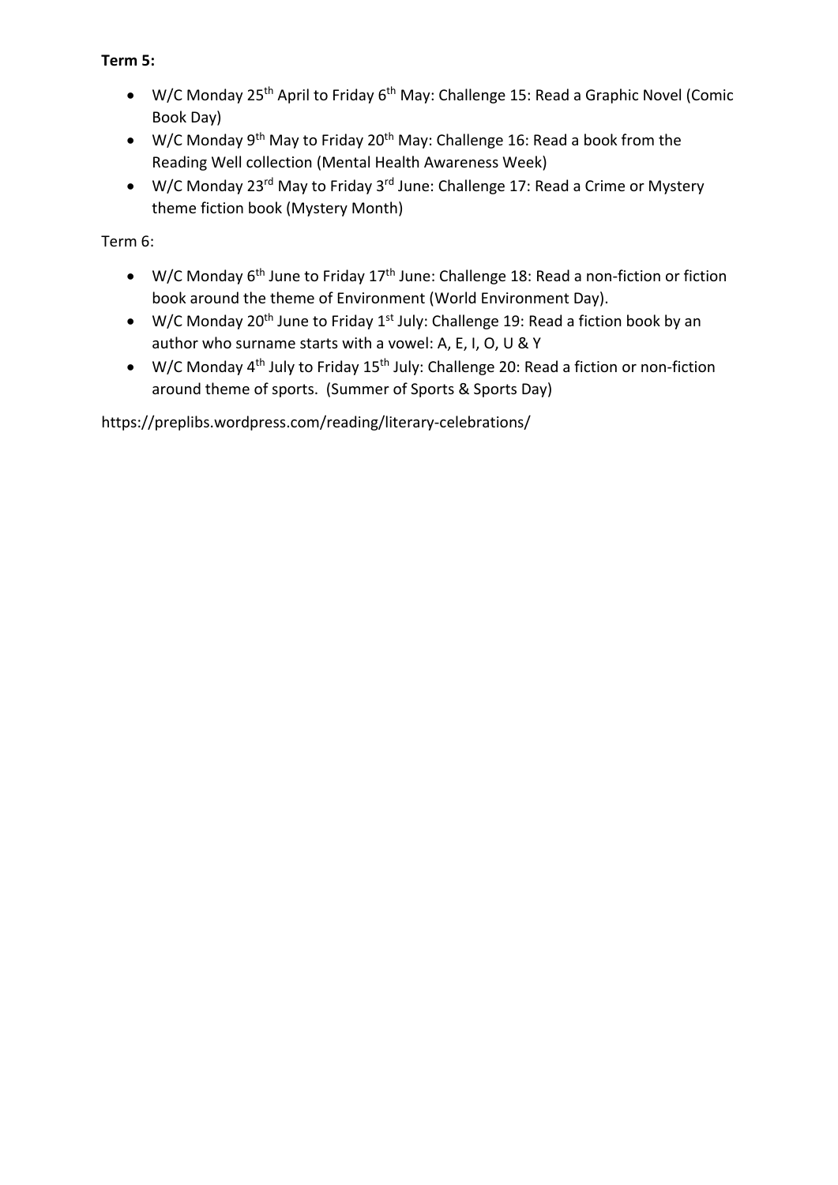**Term 5:**

- W/C Monday 25th April to Friday 6th May: Challenge 15: Read a Graphic Novel (Comic Book Day)
- W/C Monday 9th May to Friday 20th May: Challenge 16: Read a book from the Reading Well collection (Mental Health Awareness Week)
- W/C Monday 23rd May to Friday 3rd June: Challenge 17: Read a Crime or Mystery theme fiction book (Mystery Month)

Term 6:

- W/C Monday 6th June to Friday 17th June: Challenge 18: Read a non-fiction or fiction book around the theme of Environment (World Environment Day).
- W/C Monday 20th June to Friday 1st July: Challenge 19: Read a fiction book by an author who surname starts with a vowel: A, E, I, O, U & Y
- W/C Monday 4th July to Friday 15th July: Challenge 20: Read a fiction or non-fiction around theme of sports. (Summer of Sports & Sports Day)

https://preplibs.wordpress.com/reading/literary-celebrations/